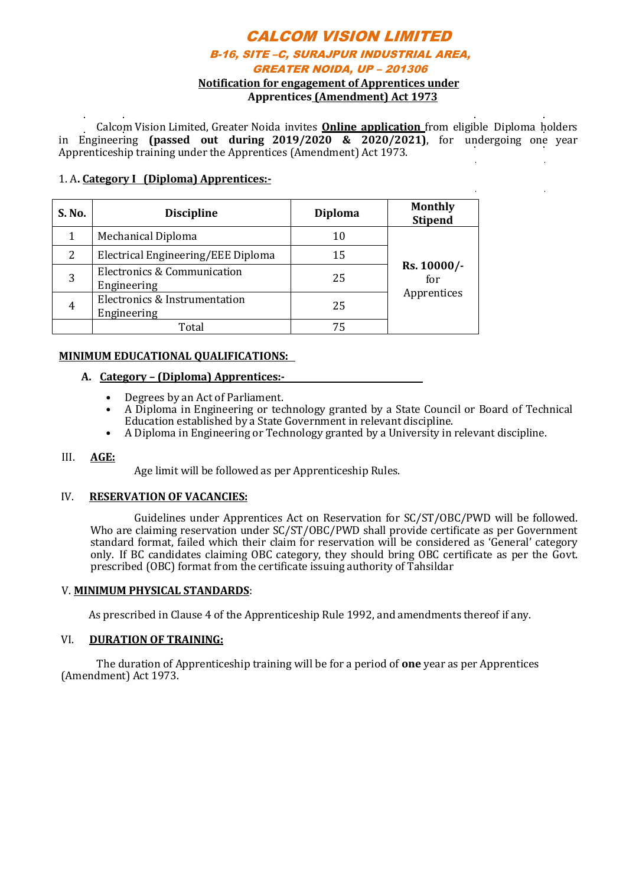# CALCOM VISION LIMITED

### B-16, SITE –C, SURAJPUR INDUSTRIAL AREA, GREATER NOIDA, UP – 201306

**Notification for engagement of Apprentices under Apprentices (Amendment) Act 1973**

Calcom Vision Limited, Greater Noida invites **Online application** from eligible Diploma holders in Engineering **(passed out during 2019/2020 & 2020/2021)**, for undergoing one year Apprenticeship training under the Apprentices (Amendment) Act 1973.

1. A**. Category I (Diploma) Apprentices:-**

| S. No. | Discipline | Diploma | Monthly Stipend |
|---|---|---|---|
| 1 | Mechanical Diploma | 10 | Rs. 10000/- for Apprentices |
| 2 | Electrical Engineering/EEE Diploma | 15 | |
| 3 | Electronics & Communication Engineering | 25 | |
| 4 | Electronics & Instrumentation Engineering | 25 | |
| | Total | 75 | |

**MINIMUM EDUCATIONAL QUALIFICATIONS:**

**A. Category – (Diploma) Apprentices:-**

- Degrees by an Act of Parliament.
- A Diploma in Engineering or technology granted by a State Council or Board of Technical Education established by a State Government in relevant discipline.
- A Diploma in Engineering or Technology granted by a University in relevant discipline.

III. **AGE:**

Age limit will be followed as per Apprenticeship Rules.

IV. **RESERVATION OF VACANCIES:**

Guidelines under Apprentices Act on Reservation for SC/ST/OBC/PWD will be followed. Who are claiming reservation under SC/ST/OBC/PWD shall provide certificate as per Government standard format, failed which their claim for reservation will be considered as 'General' category only. If BC candidates claiming OBC category, they should bring OBC certificate as per the Govt. prescribed (OBC) format from the certificate issuing authority of Tahsildar

V. **MINIMUM PHYSICAL STANDARDS**:

As prescribed in Clause 4 of the Apprenticeship Rule 1992, and amendments thereof if any.

VI. **DURATION OF TRAINING:**

The duration of Apprenticeship training will be for a period of **one** year as per Apprentices (Amendment) Act 1973.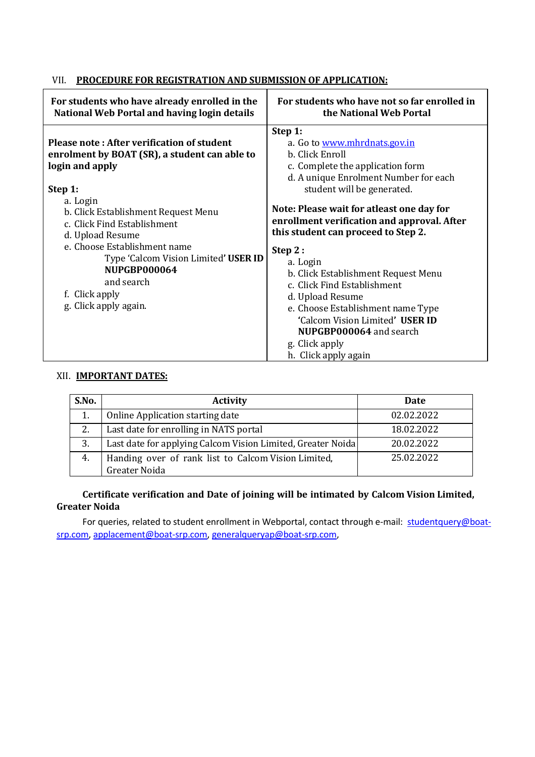## VII. PROCEDURE FOR REGISTRATION AND SUBMISSION OF APPLICATION:

| For students who have already enrolled in the National Web Portal and having login details | For students who have not so far enrolled in the National Web Portal |
|---|---|
| **Please note : After verification of student enrolment by BOAT (SR), a student can able to login and apply**<br><br>**Step 1:**<br>a. Login<br>b. Click Establishment Request Menu<br>c. Click Find Establishment<br>d. Upload Resume<br>e. Choose Establishment name Type 'Calcom Vision Limited' **USER ID NUPGBP000064** and search<br>f. Click apply<br>g. Click apply again. | **Step 1:**<br>a. Go to www.mhrdnats.gov.in<br>b. Click Enroll<br>c. Complete the application form<br>d. A unique Enrolment Number for each student will be generated.<br><br>**Note: Please wait for atleast one day for enrollment verification and approval. After this student can proceed to Step 2.**<br><br>**Step 2 :**<br>a. Login<br>b. Click Establishment Request Menu<br>c. Click Find Establishment<br>d. Upload Resume<br>e. Choose Establishment name Type 'Calcom Vision Limited' **USER ID NUPGBP000064** and search<br>g. Click apply<br>h. Click apply again |

## XII. IMPORTANT DATES:

| S.No. | Activity | Date |
|---|---|---|
| 1. | Online Application starting date | 02.02.2022 |
| 2. | Last date for enrolling in NATS portal | 18.02.2022 |
| 3. | Last date for applying Calcom Vision Limited, Greater Noida | 20.02.2022 |
| 4. | Handing over of rank list to Calcom Vision Limited, Greater Noida | 25.02.2022 |

**Certificate verification and Date of joining will be intimated by Calcom Vision Limited, Greater Noida**

For queries, related to student enrollment in Webportal, contact through e-mail: studentquery@boat-srp.com, applacement@boat-srp.com, generalqueryap@boat-srp.com,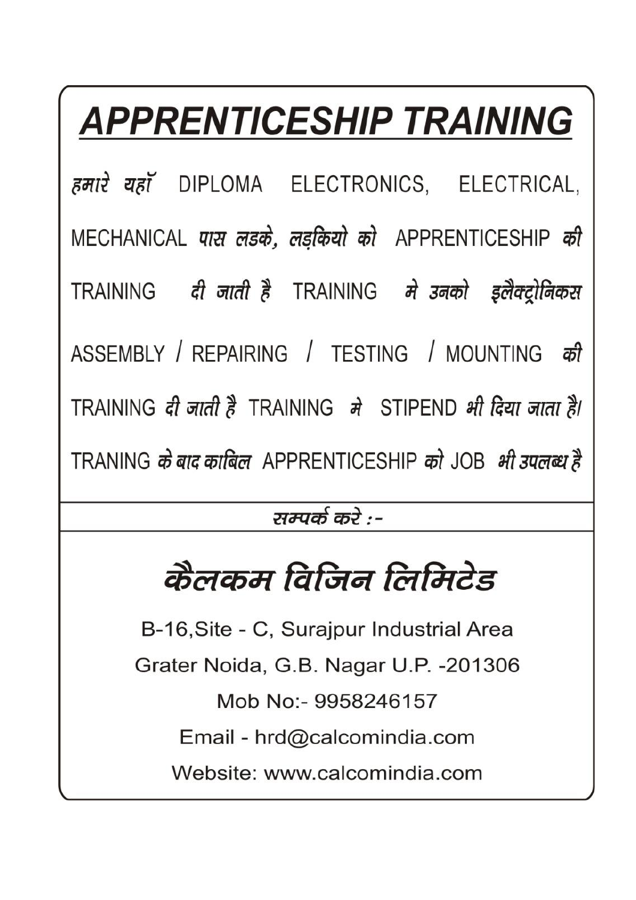# APPRENTICESHIP TRAINING

हमारे यहाँ DIPLOMA ELECTRONICS, ELECTRICAL, MECHANICAL पास लडके, लड़कियो को APPRENTICESHIP की TRAINING दी जाती है TRAINING मे उनको इलैक्ट्रोनिकस ASSEMBLY / REPAIRING / TESTING / MOUNTING की TRAINING दी जाती है TRAINING मे STIPEND भी दिया जाता है। TRANING के बाद काबिल APPRENTICESHIP को JOB भी उपलब्ध है

सम्पर्क करे :-

## कैलकम विजिन लिमिटेड

B-16,Site - C, Surajpur Industrial Area

Grater Noida, G.B. Nagar U.P. -201306

Mob No:- 9958246157

Email - hrd@calcomindia.com

Website: www.calcomindia.com